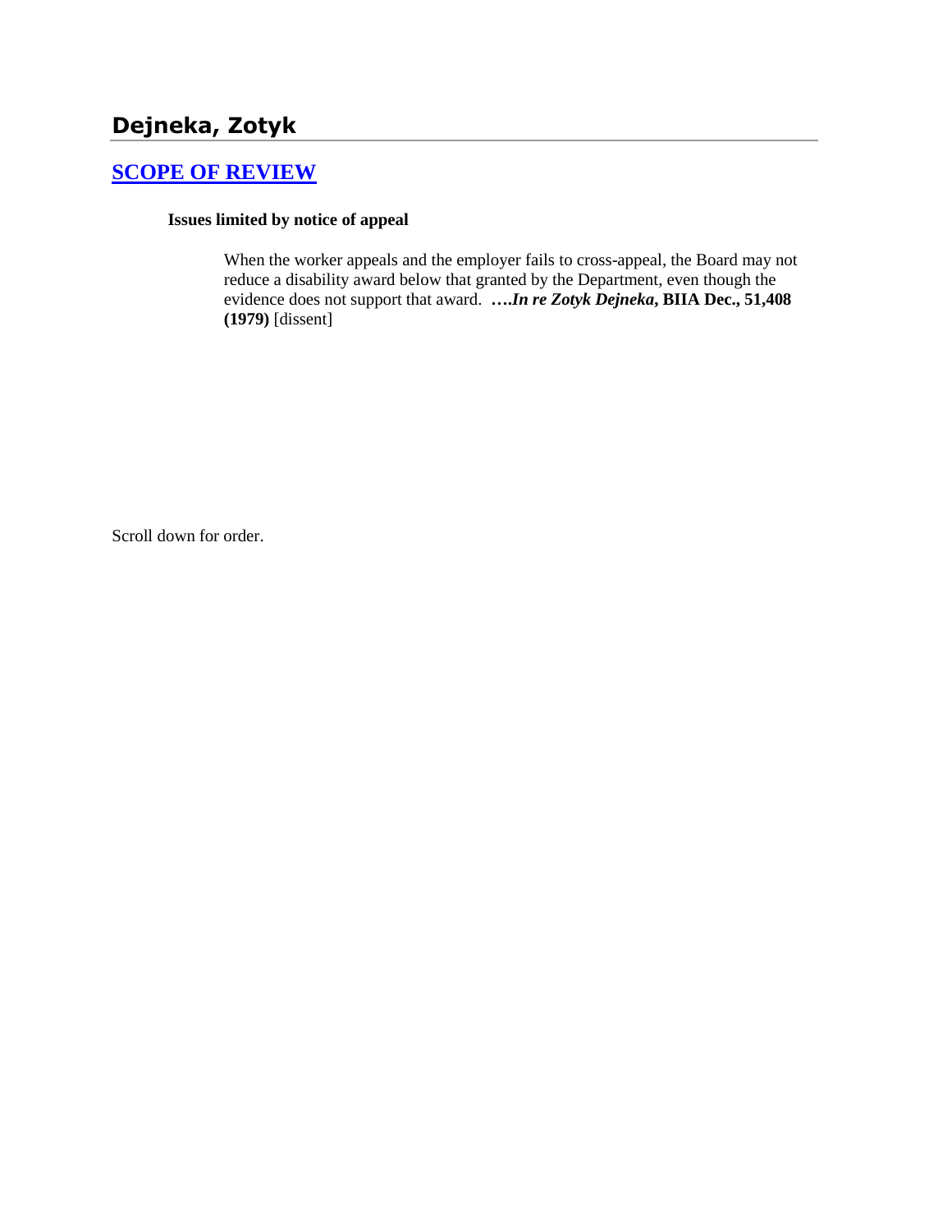# Dejneka, Zotyk

## [SCOPE OF REVIEW]

**Issues limited by notice of appeal**

When the worker appeals and the employer fails to cross-appeal, the Board may not reduce a disability award below that granted by the Department, even though the evidence does not support that award. **….*In re Zotyk Dejneka*, BIIA Dec., 51,408 (1979)** [dissent]

Scroll down for order.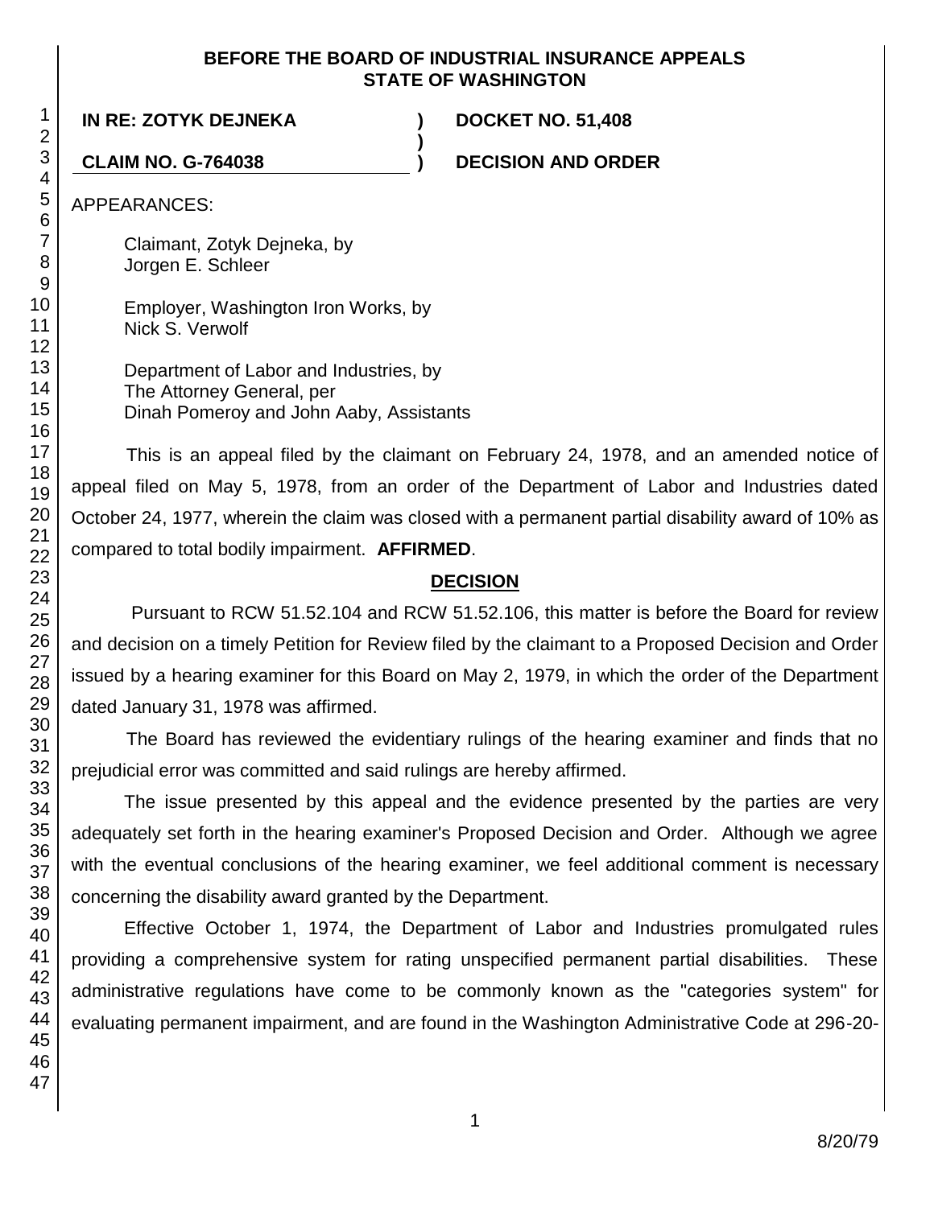**BEFORE THE BOARD OF INDUSTRIAL INSURANCE APPEALS**
**STATE OF WASHINGTON**

**IN RE: ZOTYK DEJNEKA** ) **DOCKET NO. 51,408**
)
**CLAIM NO. G-764038** ) **DECISION AND ORDER**

APPEARANCES:

Claimant, Zotyk Dejneka, by
Jorgen E. Schleer

Employer, Washington Iron Works, by
Nick S. Verwolf

Department of Labor and Industries, by
The Attorney General, per
Dinah Pomeroy and John Aaby, Assistants

This is an appeal filed by the claimant on February 24, 1978, and an amended notice of appeal filed on May 5, 1978, from an order of the Department of Labor and Industries dated October 24, 1977, wherein the claim was closed with a permanent partial disability award of 10% as compared to total bodily impairment. **AFFIRMED**.

## DECISION

Pursuant to RCW 51.52.104 and RCW 51.52.106, this matter is before the Board for review and decision on a timely Petition for Review filed by the claimant to a Proposed Decision and Order issued by a hearing examiner for this Board on May 2, 1979, in which the order of the Department dated January 31, 1978 was affirmed.

The Board has reviewed the evidentiary rulings of the hearing examiner and finds that no prejudicial error was committed and said rulings are hereby affirmed.

The issue presented by this appeal and the evidence presented by the parties are very adequately set forth in the hearing examiner's Proposed Decision and Order. Although we agree with the eventual conclusions of the hearing examiner, we feel additional comment is necessary concerning the disability award granted by the Department.

Effective October 1, 1974, the Department of Labor and Industries promulgated rules providing a comprehensive system for rating unspecified permanent partial disabilities. These administrative regulations have come to be commonly known as the "categories system" for evaluating permanent impairment, and are found in the Washington Administrative Code at 296-20-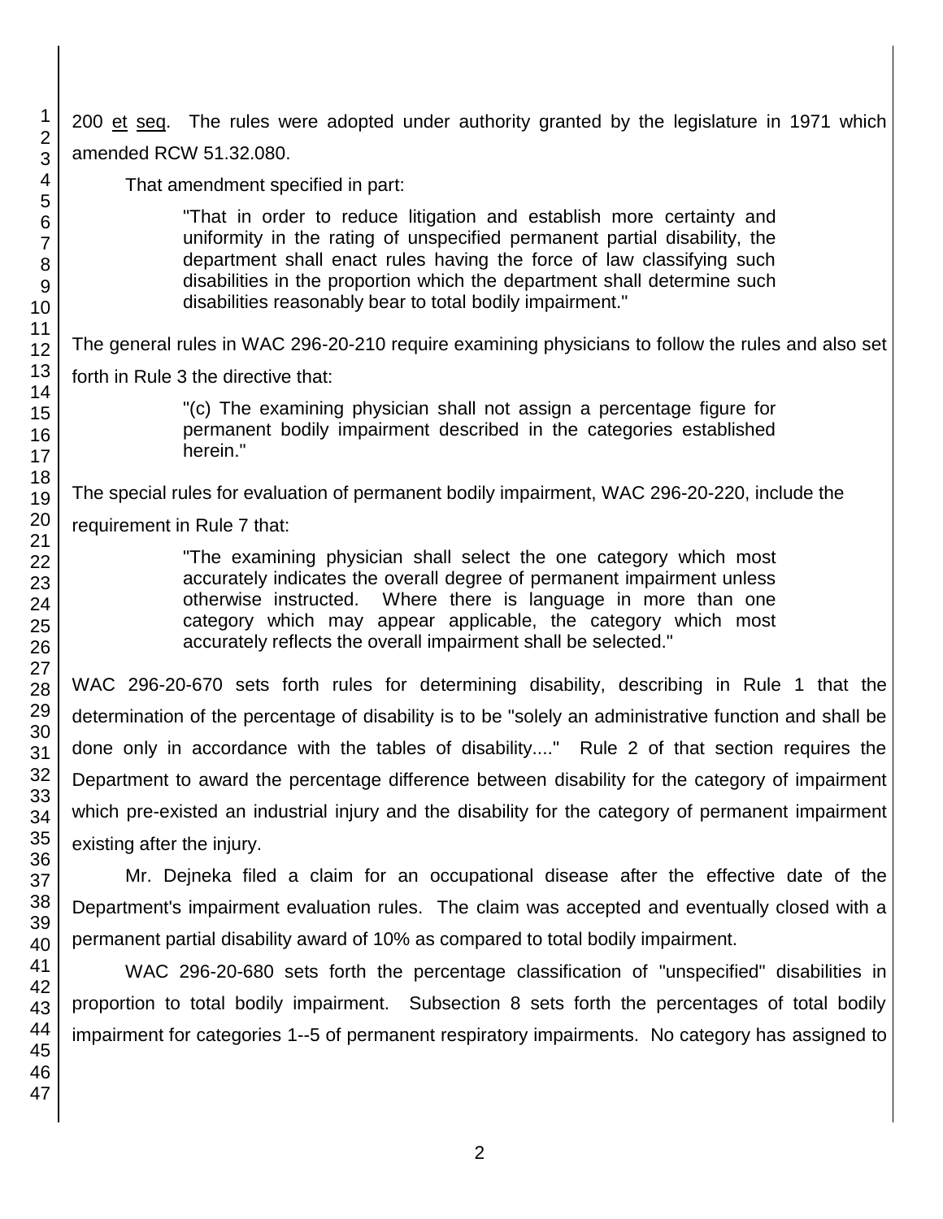200 et seq. The rules were adopted under authority granted by the legislature in 1971 which amended RCW 51.32.080.

That amendment specified in part:

> "That in order to reduce litigation and establish more certainty and uniformity in the rating of unspecified permanent partial disability, the department shall enact rules having the force of law classifying such disabilities in the proportion which the department shall determine such disabilities reasonably bear to total bodily impairment."

The general rules in WAC 296-20-210 require examining physicians to follow the rules and also set forth in Rule 3 the directive that:

> "(c) The examining physician shall not assign a percentage figure for permanent bodily impairment described in the categories established herein."

The special rules for evaluation of permanent bodily impairment, WAC 296-20-220, include the requirement in Rule 7 that:

> "The examining physician shall select the one category which most accurately indicates the overall degree of permanent impairment unless otherwise instructed. Where there is language in more than one category which may appear applicable, the category which most accurately reflects the overall impairment shall be selected."

WAC 296-20-670 sets forth rules for determining disability, describing in Rule 1 that the determination of the percentage of disability is to be "solely an administrative function and shall be done only in accordance with the tables of disability...." Rule 2 of that section requires the Department to award the percentage difference between disability for the category of impairment which pre-existed an industrial injury and the disability for the category of permanent impairment existing after the injury.

Mr. Dejneka filed a claim for an occupational disease after the effective date of the Department's impairment evaluation rules. The claim was accepted and eventually closed with a permanent partial disability award of 10% as compared to total bodily impairment.

WAC 296-20-680 sets forth the percentage classification of "unspecified" disabilities in proportion to total bodily impairment. Subsection 8 sets forth the percentages of total bodily impairment for categories 1--5 of permanent respiratory impairments. No category has assigned to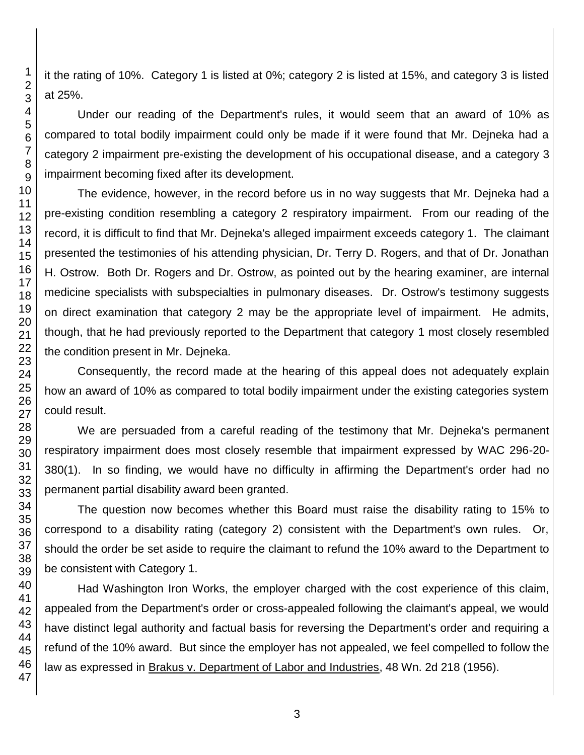it the rating of 10%. Category 1 is listed at 0%; category 2 is listed at 15%, and category 3 is listed at 25%.

Under our reading of the Department's rules, it would seem that an award of 10% as compared to total bodily impairment could only be made if it were found that Mr. Dejneka had a category 2 impairment pre-existing the development of his occupational disease, and a category 3 impairment becoming fixed after its development.

The evidence, however, in the record before us in no way suggests that Mr. Dejneka had a pre-existing condition resembling a category 2 respiratory impairment. From our reading of the record, it is difficult to find that Mr. Dejneka's alleged impairment exceeds category 1. The claimant presented the testimonies of his attending physician, Dr. Terry D. Rogers, and that of Dr. Jonathan H. Ostrow. Both Dr. Rogers and Dr. Ostrow, as pointed out by the hearing examiner, are internal medicine specialists with subspecialties in pulmonary diseases. Dr. Ostrow's testimony suggests on direct examination that category 2 may be the appropriate level of impairment. He admits, though, that he had previously reported to the Department that category 1 most closely resembled the condition present in Mr. Dejneka.

Consequently, the record made at the hearing of this appeal does not adequately explain how an award of 10% as compared to total bodily impairment under the existing categories system could result.

We are persuaded from a careful reading of the testimony that Mr. Dejneka's permanent respiratory impairment does most closely resemble that impairment expressed by WAC 296-20-380(1). In so finding, we would have no difficulty in affirming the Department's order had no permanent partial disability award been granted.

The question now becomes whether this Board must raise the disability rating to 15% to correspond to a disability rating (category 2) consistent with the Department's own rules. Or, should the order be set aside to require the claimant to refund the 10% award to the Department to be consistent with Category 1.

Had Washington Iron Works, the employer charged with the cost experience of this claim, appealed from the Department's order or cross-appealed following the claimant's appeal, we would have distinct legal authority and factual basis for reversing the Department's order and requiring a refund of the 10% award. But since the employer has not appealed, we feel compelled to follow the law as expressed in Brakus v. Department of Labor and Industries, 48 Wn. 2d 218 (1956).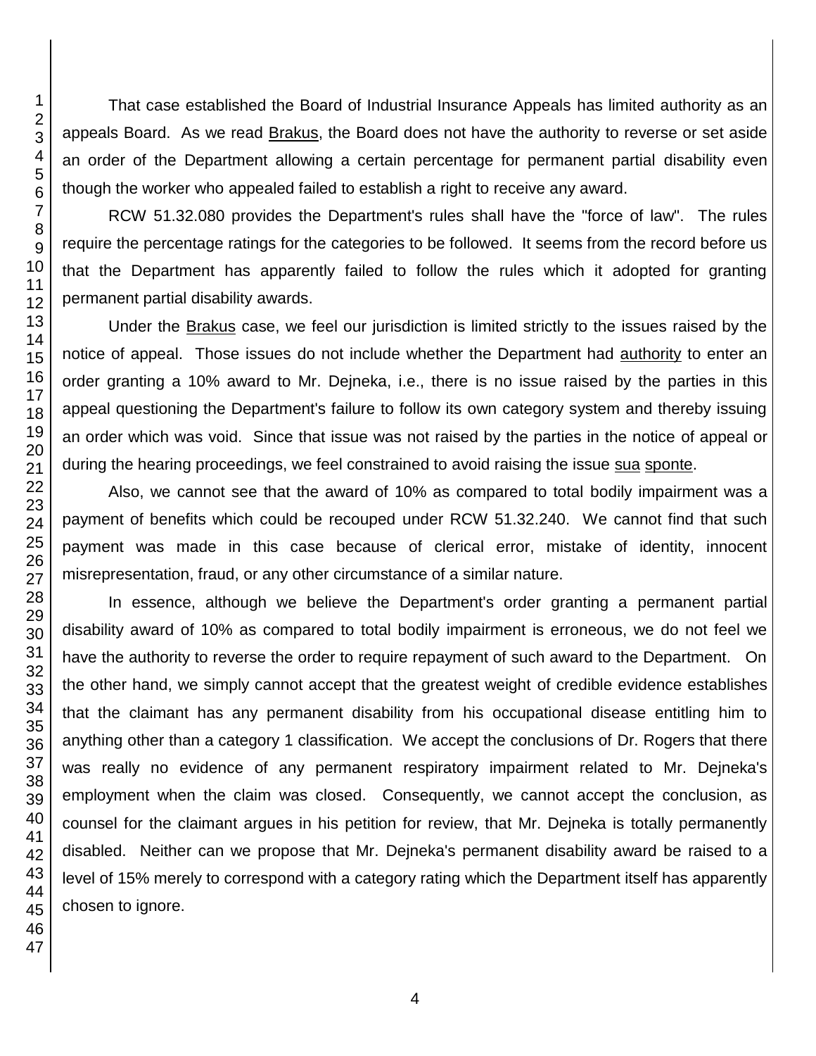That case established the Board of Industrial Insurance Appeals has limited authority as an appeals Board. As we read Brakus, the Board does not have the authority to reverse or set aside an order of the Department allowing a certain percentage for permanent partial disability even though the worker who appealed failed to establish a right to receive any award.

RCW 51.32.080 provides the Department's rules shall have the "force of law". The rules require the percentage ratings for the categories to be followed. It seems from the record before us that the Department has apparently failed to follow the rules which it adopted for granting permanent partial disability awards.

Under the Brakus case, we feel our jurisdiction is limited strictly to the issues raised by the notice of appeal. Those issues do not include whether the Department had authority to enter an order granting a 10% award to Mr. Dejneka, i.e., there is no issue raised by the parties in this appeal questioning the Department's failure to follow its own category system and thereby issuing an order which was void. Since that issue was not raised by the parties in the notice of appeal or during the hearing proceedings, we feel constrained to avoid raising the issue sua sponte.

Also, we cannot see that the award of 10% as compared to total bodily impairment was a payment of benefits which could be recouped under RCW 51.32.240. We cannot find that such payment was made in this case because of clerical error, mistake of identity, innocent misrepresentation, fraud, or any other circumstance of a similar nature.

In essence, although we believe the Department's order granting a permanent partial disability award of 10% as compared to total bodily impairment is erroneous, we do not feel we have the authority to reverse the order to require repayment of such award to the Department. On the other hand, we simply cannot accept that the greatest weight of credible evidence establishes that the claimant has any permanent disability from his occupational disease entitling him to anything other than a category 1 classification. We accept the conclusions of Dr. Rogers that there was really no evidence of any permanent respiratory impairment related to Mr. Dejneka's employment when the claim was closed. Consequently, we cannot accept the conclusion, as counsel for the claimant argues in his petition for review, that Mr. Dejneka is totally permanently disabled. Neither can we propose that Mr. Dejneka's permanent disability award be raised to a level of 15% merely to correspond with a category rating which the Department itself has apparently chosen to ignore.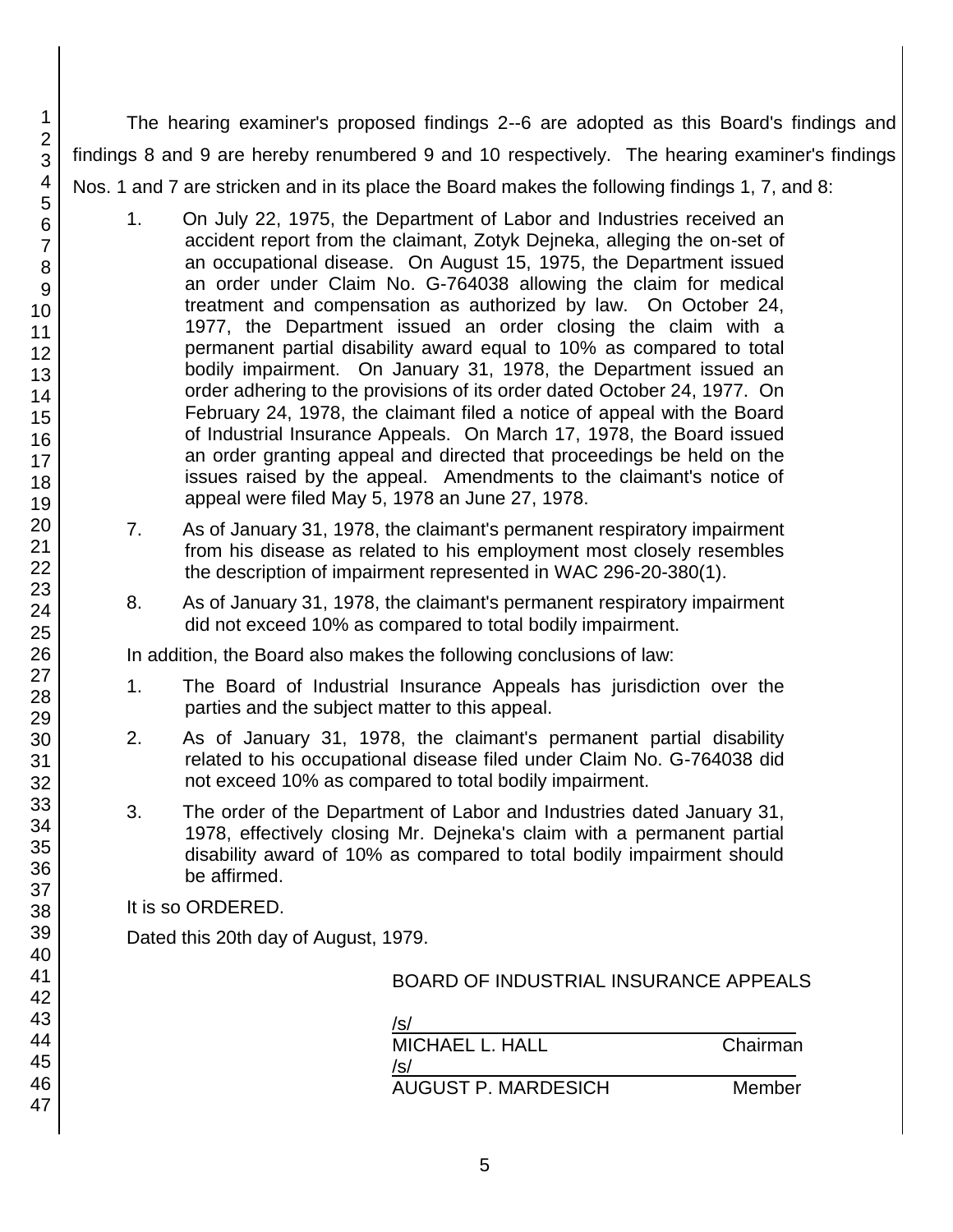The hearing examiner's proposed findings 2--6 are adopted as this Board's findings and findings 8 and 9 are hereby renumbered 9 and 10 respectively. The hearing examiner's findings Nos. 1 and 7 are stricken and in its place the Board makes the following findings 1, 7, and 8:

1. On July 22, 1975, the Department of Labor and Industries received an accident report from the claimant, Zotyk Dejneka, alleging the on-set of an occupational disease. On August 15, 1975, the Department issued an order under Claim No. G-764038 allowing the claim for medical treatment and compensation as authorized by law. On October 24, 1977, the Department issued an order closing the claim with a permanent partial disability award equal to 10% as compared to total bodily impairment. On January 31, 1978, the Department issued an order adhering to the provisions of its order dated October 24, 1977. On February 24, 1978, the claimant filed a notice of appeal with the Board of Industrial Insurance Appeals. On March 17, 1978, the Board issued an order granting appeal and directed that proceedings be held on the issues raised by the appeal. Amendments to the claimant's notice of appeal were filed May 5, 1978 an June 27, 1978.

7. As of January 31, 1978, the claimant's permanent respiratory impairment from his disease as related to his employment most closely resembles the description of impairment represented in WAC 296-20-380(1).

8. As of January 31, 1978, the claimant's permanent respiratory impairment did not exceed 10% as compared to total bodily impairment.

In addition, the Board also makes the following conclusions of law:

1. The Board of Industrial Insurance Appeals has jurisdiction over the parties and the subject matter to this appeal.

2. As of January 31, 1978, the claimant's permanent partial disability related to his occupational disease filed under Claim No. G-764038 did not exceed 10% as compared to total bodily impairment.

3. The order of the Department of Labor and Industries dated January 31, 1978, effectively closing Mr. Dejneka's claim with a permanent partial disability award of 10% as compared to total bodily impairment should be affirmed.

It is so ORDERED.

Dated this 20th day of August, 1979.

BOARD OF INDUSTRIAL INSURANCE APPEALS

/s/
MICHAEL L. HALL — Chairman

/s/
AUGUST P. MARDESICH — Member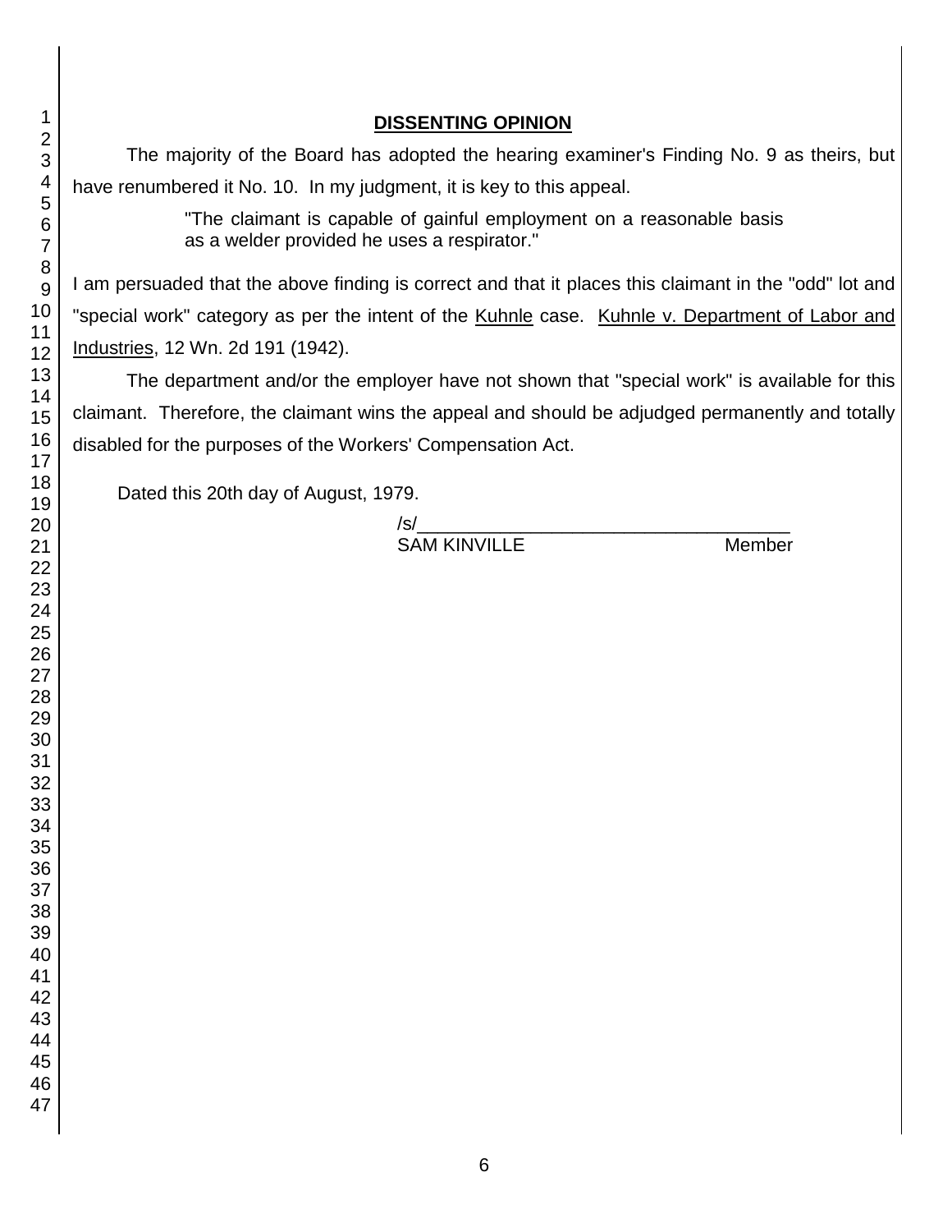## DISSENTING OPINION

The majority of the Board has adopted the hearing examiner's Finding No. 9 as theirs, but have renumbered it No. 10. In my judgment, it is key to this appeal.

> "The claimant is capable of gainful employment on a reasonable basis as a welder provided he uses a respirator."

I am persuaded that the above finding is correct and that it places this claimant in the "odd" lot and "special work" category as per the intent of the Kuhnle case. Kuhnle v. Department of Labor and Industries, 12 Wn. 2d 191 (1942).

The department and/or the employer have not shown that "special work" is available for this claimant. Therefore, the claimant wins the appeal and should be adjudged permanently and totally disabled for the purposes of the Workers' Compensation Act.

Dated this 20th day of August, 1979.

/s/\_\_\_\_\_\_\_\_\_\_\_\_\_\_\_\_\_\_\_\_\_\_\_\_\_\_\_\_\_\_\_\_\_\_\_

SAM KINVILLE Member